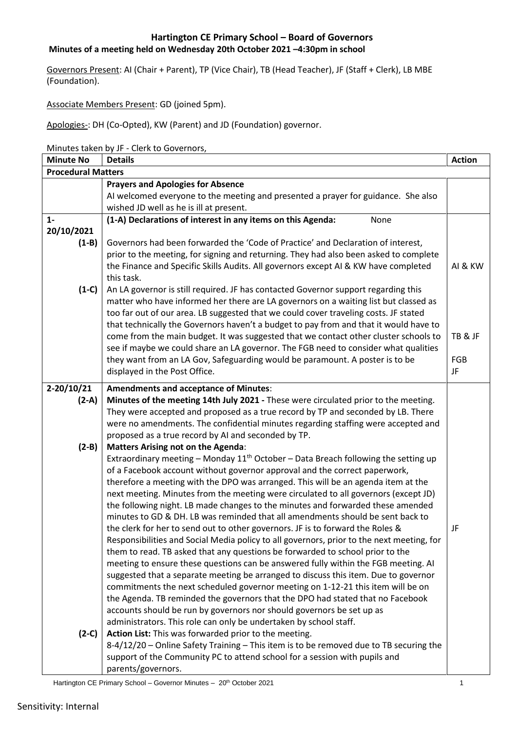**Hartington CE Primary School – Board of Governors**
**Minutes of a meeting held on Wednesday 20th October 2021 –4:30pm in school**

Governors Present: AI (Chair + Parent), TP (Vice Chair), TB (Head Teacher), JF (Staff + Clerk), LB MBE (Foundation).

Associate Members Present: GD (joined 5pm).

Apologies-: DH (Co-Opted), KW (Parent) and JD (Foundation) governor.

Minutes taken by JF - Clerk to Governors,

| Minute No | Details | Action |
|---|---|---|
| **Procedural Matters** | | |
| | **Prayers and Apologies for Absence**<br>AI welcomed everyone to the meeting and presented a prayer for guidance. She also wished JD well as he is ill at present. | |
| 1-20/10/2021 | **(1-A) Declarations of interest in any items on this Agenda:** None | |
| (1-B) | Governors had been forwarded the 'Code of Practice' and Declaration of interest, prior to the meeting, for signing and returning. They had also been asked to complete the Finance and Specific Skills Audits. All governors except AI & KW have completed this task. | AI & KW |
| (1-C) | An LA governor is still required. JF has contacted Governor support regarding this matter who have informed her there are LA governors on a waiting list but classed as too far out of our area. LB suggested that we could cover traveling costs. JF stated that technically the Governors haven't a budget to pay from and that it would have to come from the main budget. It was suggested that we contact other cluster schools to see if maybe we could share an LA governor. The FGB need to consider what qualities they want from an LA Gov, Safeguarding would be paramount. A poster is to be displayed in the Post Office. | TB & JF<br><br>FGB<br>JF |
| 2-20/10/21 | **Amendments and acceptance of Minutes**: | |
| (2-A) | **Minutes of the meeting 14th July 2021 -** These were circulated prior to the meeting. They were accepted and proposed as a true record by TP and seconded by LB. There were no amendments. The confidential minutes regarding staffing were accepted and proposed as a true record by AI and seconded by TP. | |
| (2-B) | **Matters Arising not on the Agenda**:<br>Extraordinary meeting – Monday 11th October – Data Breach following the setting up of a Facebook account without governor approval and the correct paperwork, therefore a meeting with the DPO was arranged. This will be an agenda item at the next meeting. Minutes from the meeting were circulated to all governors (except JD) the following night. LB made changes to the minutes and forwarded these amended minutes to GD & DH. LB was reminded that all amendments should be sent back to the clerk for her to send out to other governors. JF is to forward the Roles & Responsibilities and Social Media policy to all governors, prior to the next meeting, for them to read. TB asked that any questions be forwarded to school prior to the meeting to ensure these questions can be answered fully within the FGB meeting. AI suggested that a separate meeting be arranged to discuss this item. Due to governor commitments the next scheduled governor meeting on 1-12-21 this item will be on the Agenda. TB reminded the governors that the DPO had stated that no Facebook accounts should be run by governors nor should governors be set up as administrators. This role can only be undertaken by school staff. | JF |
| (2-C) | **Action List:** This was forwarded prior to the meeting.<br>8-4/12/20 – Online Safety Training – This item is to be removed due to TB securing the support of the Community PC to attend school for a session with pupils and parents/governors. | |

Sensitivity: Internal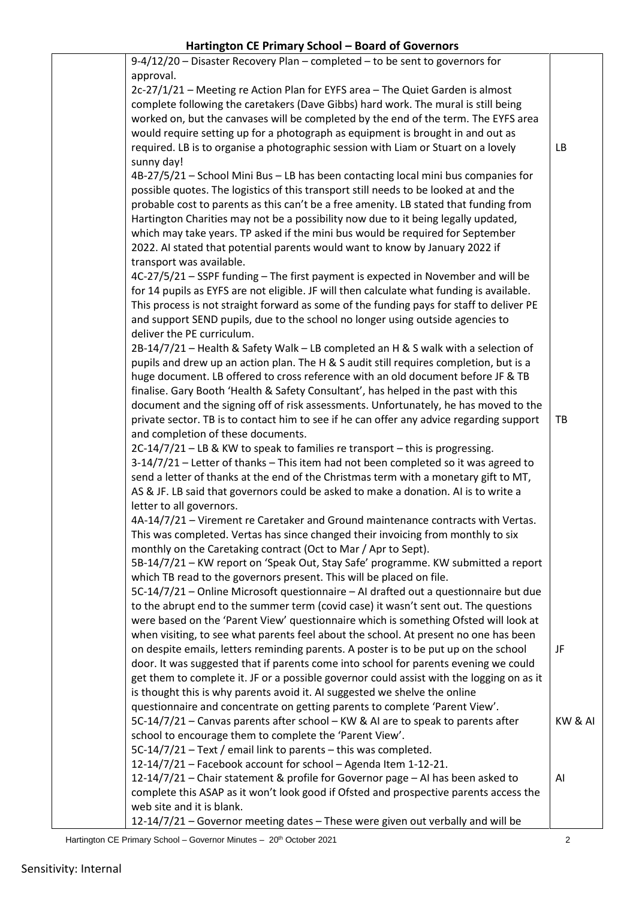| | | |
|---|---|---|
| | 9-4/12/20 – Disaster Recovery Plan – completed – to be sent to governors for approval.<br>2c-27/1/21 – Meeting re Action Plan for EYFS area – The Quiet Garden is almost complete following the caretakers (Dave Gibbs) hard work. The mural is still being worked on, but the canvases will be completed by the end of the term. The EYFS area would require setting up for a photograph as equipment is brought in and out as required. LB is to organise a photographic session with Liam or Stuart on a lovely sunny day! | LB |
| | 4B-27/5/21 – School Mini Bus – LB has been contacting local mini bus companies for possible quotes. The logistics of this transport still needs to be looked at and the probable cost to parents as this can't be a free amenity. LB stated that funding from Hartington Charities may not be a possibility now due to it being legally updated, which may take years. TP asked if the mini bus would be required for September 2022. AI stated that potential parents would want to know by January 2022 if transport was available.<br>4C-27/5/21 – SSPF funding – The first payment is expected in November and will be for 14 pupils as EYFS are not eligible. JF will then calculate what funding is available. This process is not straight forward as some of the funding pays for staff to deliver PE and support SEND pupils, due to the school no longer using outside agencies to deliver the PE curriculum.<br>2B-14/7/21 – Health & Safety Walk – LB completed an H & S walk with a selection of pupils and drew up an action plan. The H & S audit still requires completion, but is a huge document. LB offered to cross reference with an old document before JF & TB finalise. Gary Booth 'Health & Safety Consultant', has helped in the past with this document and the signing off of risk assessments. Unfortunately, he has moved to the private sector. TB is to contact him to see if he can offer any advice regarding support and completion of these documents. | TB |
| | 2C-14/7/21 – LB & KW to speak to families re transport – this is progressing.<br>3-14/7/21 – Letter of thanks – This item had not been completed so it was agreed to send a letter of thanks at the end of the Christmas term with a monetary gift to MT, AS & JF. LB said that governors could be asked to make a donation. AI is to write a letter to all governors.<br>4A-14/7/21 – Virement re Caretaker and Ground maintenance contracts with Vertas. This was completed. Vertas has since changed their invoicing from monthly to six monthly on the Caretaking contract (Oct to Mar / Apr to Sept).<br>5B-14/7/21 – KW report on 'Speak Out, Stay Safe' programme. KW submitted a report which TB read to the governors present. This will be placed on file.<br>5C-14/7/21 – Online Microsoft questionnaire – AI drafted out a questionnaire but due to the abrupt end to the summer term (covid case) it wasn't sent out. The questions were based on the 'Parent View' questionnaire which is something Ofsted will look at when visiting, to see what parents feel about the school. At present no one has been on despite emails, letters reminding parents. A poster is to be put up on the school door. It was suggested that if parents come into school for parents evening we could get them to complete it. JF or a possible governor could assist with the logging on as it is thought this is why parents avoid it. AI suggested we shelve the online questionnaire and concentrate on getting parents to complete 'Parent View'. | JF |
| | 5C-14/7/21 – Canvas parents after school – KW & AI are to speak to parents after school to encourage them to complete the 'Parent View'. | KW & AI |
| | 5C-14/7/21 – Text / email link to parents – this was completed.<br>12-14/7/21 – Facebook account for school – Agenda Item 1-12-21. | |
| | 12-14/7/21 – Chair statement & profile for Governor page – AI has been asked to complete this ASAP as it won't look good if Ofsted and prospective parents access the web site and it is blank. | AI |
| | 12-14/7/21 – Governor meeting dates – These were given out verbally and will be | |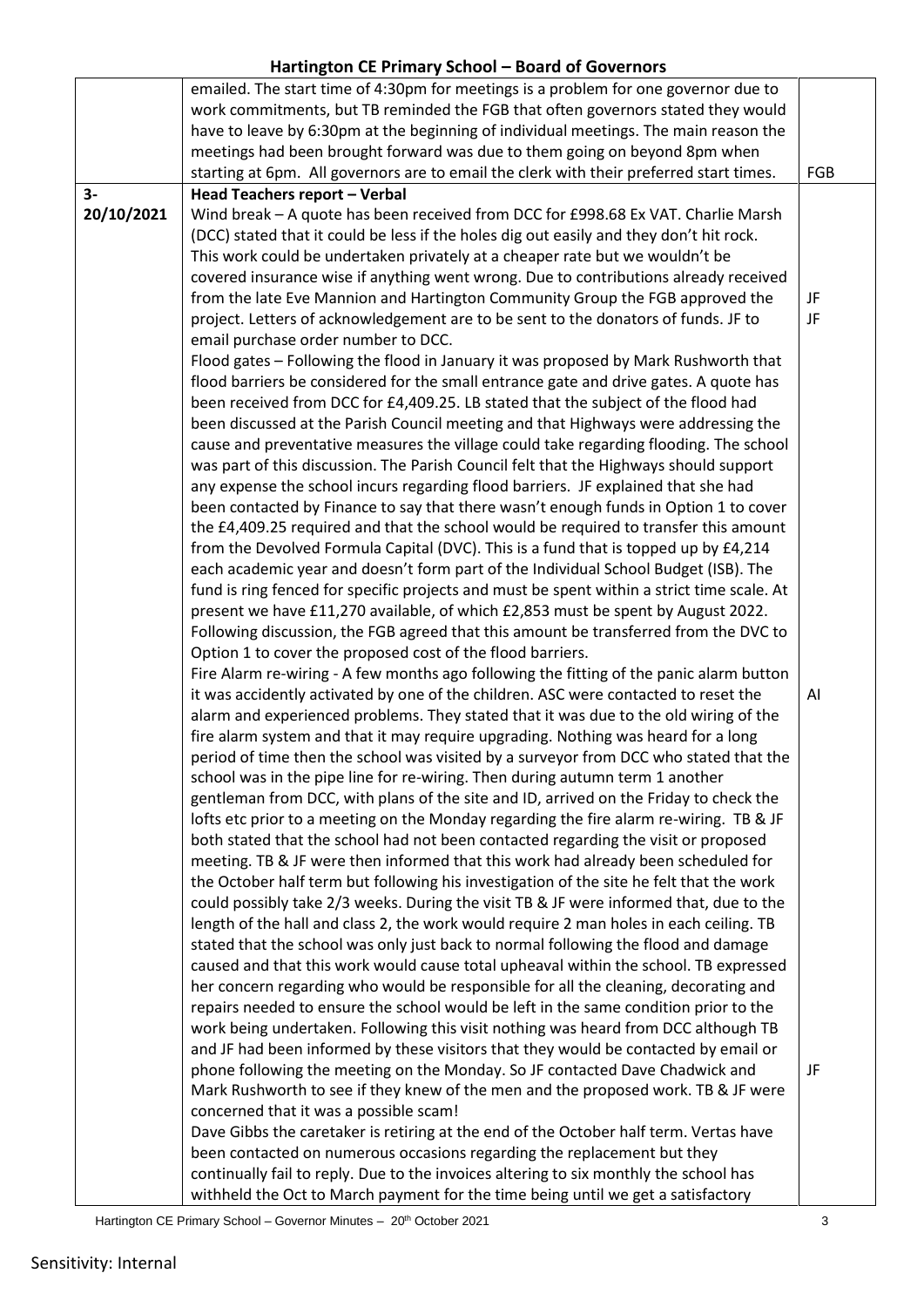| | | |
|---|---|---|
| | emailed. The start time of 4:30pm for meetings is a problem for one governor due to work commitments, but TB reminded the FGB that often governors stated they would have to leave by 6:30pm at the beginning of individual meetings. The main reason the meetings had been brought forward was due to them going on beyond 8pm when starting at 6pm. All governors are to email the clerk with their preferred start times. | FGB |
| 3-20/10/2021 | **Head Teachers report – Verbal**<br>Wind break – A quote has been received from DCC for £998.68 Ex VAT. Charlie Marsh (DCC) stated that it could be less if the holes dig out easily and they don't hit rock. This work could be undertaken privately at a cheaper rate but we wouldn't be covered insurance wise if anything went wrong. Due to contributions already received from the late Eve Mannion and Hartington Community Group the FGB approved the project. Letters of acknowledgement are to be sent to the donators of funds. JF to email purchase order number to DCC.<br>Flood gates – Following the flood in January it was proposed by Mark Rushworth that flood barriers be considered for the small entrance gate and drive gates. A quote has been received from DCC for £4,409.25. LB stated that the subject of the flood had been discussed at the Parish Council meeting and that Highways were addressing the cause and preventative measures the village could take regarding flooding. The school was part of this discussion. The Parish Council felt that the Highways should support any expense the school incurs regarding flood barriers. JF explained that she had been contacted by Finance to say that there wasn't enough funds in Option 1 to cover the £4,409.25 required and that the school would be required to transfer this amount from the Devolved Formula Capital (DVC). This is a fund that is topped up by £4,214 each academic year and doesn't form part of the Individual School Budget (ISB). The fund is ring fenced for specific projects and must be spent within a strict time scale. At present we have £11,270 available, of which £2,853 must be spent by August 2022. Following discussion, the FGB agreed that this amount be transferred from the DVC to Option 1 to cover the proposed cost of the flood barriers.<br>Fire Alarm re-wiring - A few months ago following the fitting of the panic alarm button it was accidently activated by one of the children. ASC were contacted to reset the alarm and experienced problems. They stated that it was due to the old wiring of the fire alarm system and that it may require upgrading. Nothing was heard for a long period of time then the school was visited by a surveyor from DCC who stated that the school was in the pipe line for re-wiring. Then during autumn term 1 another gentleman from DCC, with plans of the site and ID, arrived on the Friday to check the lofts etc prior to a meeting on the Monday regarding the fire alarm re-wiring. TB & JF both stated that the school had not been contacted regarding the visit or proposed meeting. TB & JF were then informed that this work had already been scheduled for the October half term but following his investigation of the site he felt that the work could possibly take 2/3 weeks. During the visit TB & JF were informed that, due to the length of the hall and class 2, the work would require 2 man holes in each ceiling. TB stated that the school was only just back to normal following the flood and damage caused and that this work would cause total upheaval within the school. TB expressed her concern regarding who would be responsible for all the cleaning, decorating and repairs needed to ensure the school would be left in the same condition prior to the work being undertaken. Following this visit nothing was heard from DCC although TB and JF had been informed by these visitors that they would be contacted by email or phone following the meeting on the Monday. So JF contacted Dave Chadwick and Mark Rushworth to see if they knew of the men and the proposed work. TB & JF were concerned that it was a possible scam!<br>Dave Gibbs the caretaker is retiring at the end of the October half term. Vertas have been contacted on numerous occasions regarding the replacement but they continually fail to reply. Due to the invoices altering to six monthly the school has withheld the Oct to March payment for the time being until we get a satisfactory | JF<br>JF<br><br>AI<br><br>JF |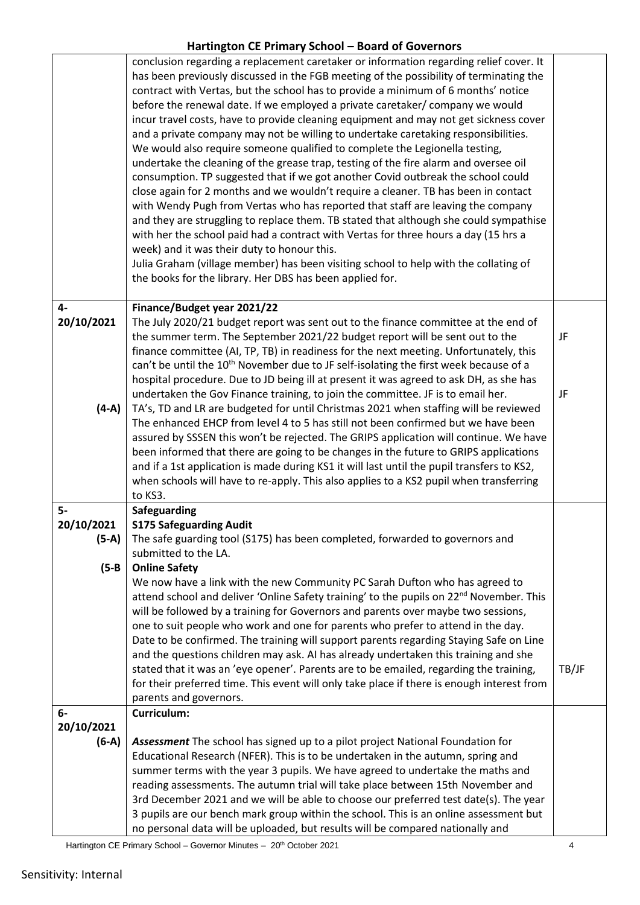| | | |
|---|---|---|
| | conclusion regarding a replacement caretaker or information regarding relief cover. It has been previously discussed in the FGB meeting of the possibility of terminating the contract with Vertas, but the school has to provide a minimum of 6 months' notice before the renewal date. If we employed a private caretaker/ company we would incur travel costs, have to provide cleaning equipment and may not get sickness cover and a private company may not be willing to undertake caretaking responsibilities. We would also require someone qualified to complete the Legionella testing, undertake the cleaning of the grease trap, testing of the fire alarm and oversee oil consumption. TP suggested that if we got another Covid outbreak the school could close again for 2 months and we wouldn't require a cleaner. TB has been in contact with Wendy Pugh from Vertas who has reported that staff are leaving the company and they are struggling to replace them. TB stated that although she could sympathise with her the school paid had a contract with Vertas for three hours a day (15 hrs a week) and it was their duty to honour this.<br>Julia Graham (village member) has been visiting school to help with the collating of the books for the library. Her DBS has been applied for. | |
| 4-<br>20/10/2021<br><br><br><br><br>(4-A) | **Finance/Budget year 2021/22**<br>The July 2020/21 budget report was sent out to the finance committee at the end of the summer term. The September 2021/22 budget report will be sent out to the finance committee (AI, TP, TB) in readiness for the next meeting. Unfortunately, this can't be until the 10th November due to JF self-isolating the first week because of a hospital procedure. Due to JD being ill at present it was agreed to ask DH, as she has undertaken the Gov Finance training, to join the committee. JF is to email her.<br>TA's, TD and LR are budgeted for until Christmas 2021 when staffing will be reviewed The enhanced EHCP from level 4 to 5 has still not been confirmed but we have been assured by SSSEN this won't be rejected. The GRIPS application will continue. We have been informed that there are going to be changes in the future to GRIPS applications and if a 1st application is made during KS1 it will last until the pupil transfers to KS2, when schools will have to re-apply. This also applies to a KS2 pupil when transferring to KS3. | JF<br><br><br>JF |
| 5-<br>20/10/2021<br>(5-A)<br><br>(5-B | **Safeguarding**<br>**S175 Safeguarding Audit**<br>The safe guarding tool (S175) has been completed, forwarded to governors and submitted to the LA.<br>**Online Safety**<br>We now have a link with the new Community PC Sarah Dufton who has agreed to attend school and deliver 'Online Safety training' to the pupils on 22nd November. This will be followed by a training for Governors and parents over maybe two sessions, one to suit people who work and one for parents who prefer to attend in the day. Date to be confirmed. The training will support parents regarding Staying Safe on Line and the questions children may ask. AI has already undertaken this training and she stated that it was an 'eye opener'. Parents are to be emailed, regarding the training, for their preferred time. This event will only take place if there is enough interest from parents and governors. | <br><br><br><br><br><br><br><br><br><br>TB/JF |
| 6-<br>20/10/2021<br>(6-A) | **Curriculum:**<br><br>***Assessment*** The school has signed up to a pilot project National Foundation for Educational Research (NFER). This is to be undertaken in the autumn, spring and summer terms with the year 3 pupils. We have agreed to undertake the maths and reading assessments. The autumn trial will take place between 15th November and 3rd December 2021 and we will be able to choose our preferred test date(s). The year 3 pupils are our bench mark group within the school. This is an online assessment but no personal data will be uploaded, but results will be compared nationally and | |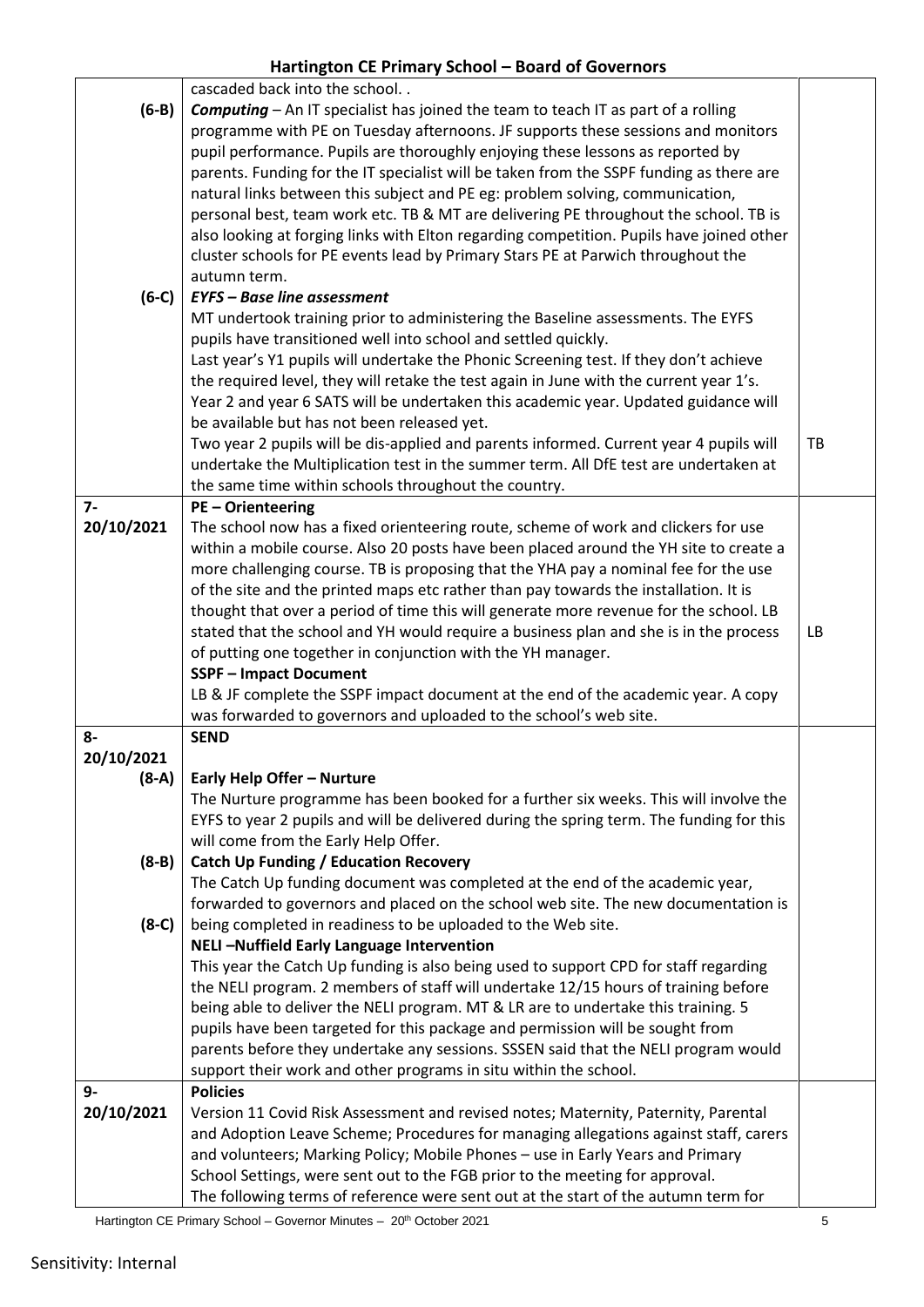| | | |
|---|---|---|
| | cascaded back into the school. . | |
| (6-B) | ***Computing*** – An IT specialist has joined the team to teach IT as part of a rolling programme with PE on Tuesday afternoons. JF supports these sessions and monitors pupil performance. Pupils are thoroughly enjoying these lessons as reported by parents. Funding for the IT specialist will be taken from the SSPF funding as there are natural links between this subject and PE eg: problem solving, communication, personal best, team work etc. TB & MT are delivering PE throughout the school. TB is also looking at forging links with Elton regarding competition. Pupils have joined other cluster schools for PE events lead by Primary Stars PE at Parwich throughout the autumn term. | |
| (6-C) | ***EYFS – Base line assessment***<br>MT undertook training prior to administering the Baseline assessments. The EYFS pupils have transitioned well into school and settled quickly.<br>Last year's Y1 pupils will undertake the Phonic Screening test. If they don't achieve the required level, they will retake the test again in June with the current year 1's. Year 2 and year 6 SATS will be undertaken this academic year. Updated guidance will be available but has not been released yet.<br>Two year 2 pupils will be dis-applied and parents informed. Current year 4 pupils will undertake the Multiplication test in the summer term. All DfE test are undertaken at the same time within schools throughout the country. | TB |
| 7-<br>20/10/2021 | **PE – Orienteering**<br>The school now has a fixed orienteering route, scheme of work and clickers for use within a mobile course. Also 20 posts have been placed around the YH site to create a more challenging course. TB is proposing that the YHA pay a nominal fee for the use of the site and the printed maps etc rather than pay towards the installation. It is thought that over a period of time this will generate more revenue for the school. LB stated that the school and YH would require a business plan and she is in the process of putting one together in conjunction with the YH manager.<br>**SSPF – Impact Document**<br>LB & JF complete the SSPF impact document at the end of the academic year. A copy was forwarded to governors and uploaded to the school's web site. | LB |
| 8-<br>20/10/2021 | **SEND** | |
| (8-A) | **Early Help Offer – Nurture**<br>The Nurture programme has been booked for a further six weeks. This will involve the EYFS to year 2 pupils and will be delivered during the spring term. The funding for this will come from the Early Help Offer. | |
| (8-B) | **Catch Up Funding / Education Recovery**<br>The Catch Up funding document was completed at the end of the academic year, forwarded to governors and placed on the school web site. The new documentation is being completed in readiness to be uploaded to the Web site. | |
| (8-C) | **NELI –Nuffield Early Language Intervention**<br>This year the Catch Up funding is also being used to support CPD for staff regarding the NELI program. 2 members of staff will undertake 12/15 hours of training before being able to deliver the NELI program. MT & LR are to undertake this training. 5 pupils have been targeted for this package and permission will be sought from parents before they undertake any sessions. SSSEN said that the NELI program would support their work and other programs in situ within the school. | |
| 9-<br>20/10/2021 | **Policies**<br>Version 11 Covid Risk Assessment and revised notes; Maternity, Paternity, Parental and Adoption Leave Scheme; Procedures for managing allegations against staff, carers and volunteers; Marking Policy; Mobile Phones – use in Early Years and Primary School Settings, were sent out to the FGB prior to the meeting for approval.<br>The following terms of reference were sent out at the start of the autumn term for | |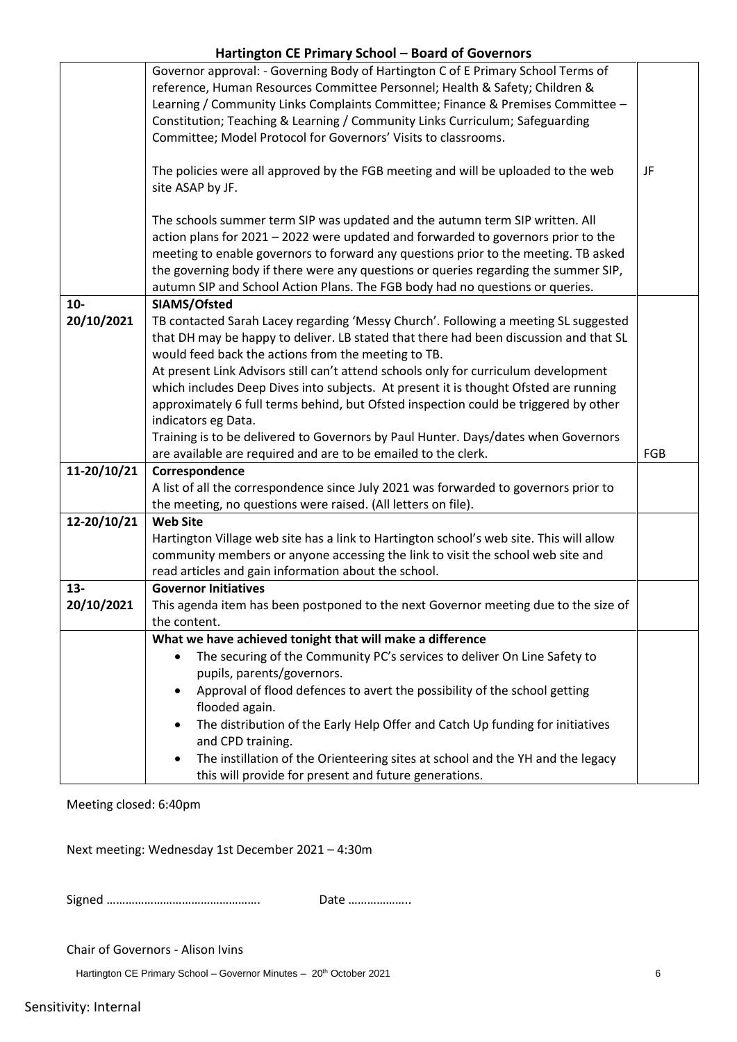| | | |
|---|---|---|
| | Governor approval: - Governing Body of Hartington C of E Primary School Terms of reference, Human Resources Committee Personnel; Health & Safety; Children & Learning / Community Links Complaints Committee; Finance & Premises Committee – Constitution; Teaching & Learning / Community Links Curriculum; Safeguarding Committee; Model Protocol for Governors' Visits to classrooms.<br><br>The policies were all approved by the FGB meeting and will be uploaded to the web site ASAP by JF.<br><br>The schools summer term SIP was updated and the autumn term SIP written. All action plans for 2021 – 2022 were updated and forwarded to governors prior to the meeting to enable governors to forward any questions prior to the meeting. TB asked the governing body if there were any questions or queries regarding the summer SIP, autumn SIP and School Action Plans. The FGB body had no questions or queries. | JF |
| 10-20/10/2021 | **SIAMS/Ofsted**<br>TB contacted Sarah Lacey regarding 'Messy Church'. Following a meeting SL suggested that DH may be happy to deliver. LB stated that there had been discussion and that SL would feed back the actions from the meeting to TB.<br>At present Link Advisors still can't attend schools only for curriculum development which includes Deep Dives into subjects. At present it is thought Ofsted are running approximately 6 full terms behind, but Ofsted inspection could be triggered by other indicators eg Data.<br>Training is to be delivered to Governors by Paul Hunter. Days/dates when Governors are available are required and are to be emailed to the clerk. | FGB |
| 11-20/10/21 | **Correspondence**<br>A list of all the correspondence since July 2021 was forwarded to governors prior to the meeting, no questions were raised. (All letters on file). | |
| 12-20/10/21 | **Web Site**<br>Hartington Village web site has a link to Hartington school's web site. This will allow community members or anyone accessing the link to visit the school web site and read articles and gain information about the school. | |
| 13-20/10/2021 | **Governor Initiatives**<br>This agenda item has been postponed to the next Governor meeting due to the size of the content. | |
| | **What we have achieved tonight that will make a difference**<br>• The securing of the Community PC's services to deliver On Line Safety to pupils, parents/governors.<br>• Approval of flood defences to avert the possibility of the school getting flooded again.<br>• The distribution of the Early Help Offer and Catch Up funding for initiatives and CPD training.<br>• The instillation of the Orienteering sites at school and the YH and the legacy this will provide for present and future generations. | |

Meeting closed: 6:40pm

Next meeting: Wednesday 1st December 2021 – 4:30m

Signed …………………………………………. Date ………………..

Chair of Governors - Alison Ivins

Sensitivity: Internal